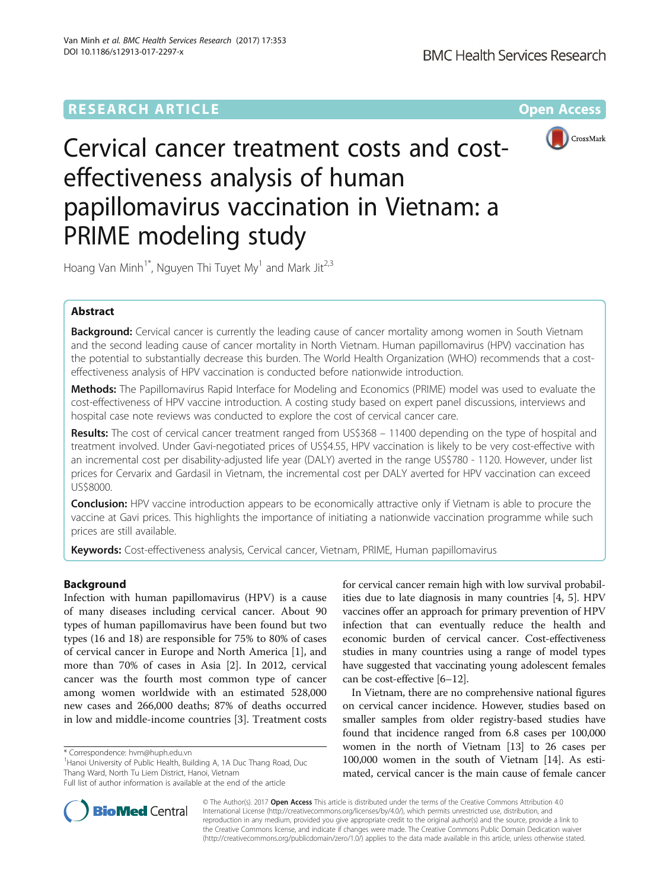RESEARCH ARTICLE

Open Access

# Cervical cancer treatment costs and cost-effectiveness analysis of human papillomavirus vaccination in Vietnam: a PRIME modeling study

Hoang Van Minh[1*], Nguyen Thi Tuyet My[1] and Mark Jit[2,3]

## Abstract

**Background:** Cervical cancer is currently the leading cause of cancer mortality among women in South Vietnam and the second leading cause of cancer mortality in North Vietnam. Human papillomavirus (HPV) vaccination has the potential to substantially decrease this burden. The World Health Organization (WHO) recommends that a cost-effectiveness analysis of HPV vaccination is conducted before nationwide introduction.

**Methods:** The Papillomavirus Rapid Interface for Modeling and Economics (PRIME) model was used to evaluate the cost-effectiveness of HPV vaccine introduction. A costing study based on expert panel discussions, interviews and hospital case note reviews was conducted to explore the cost of cervical cancer care.

**Results:** The cost of cervical cancer treatment ranged from US$368 – 11400 depending on the type of hospital and treatment involved. Under Gavi-negotiated prices of US$4.55, HPV vaccination is likely to be very cost-effective with an incremental cost per disability-adjusted life year (DALY) averted in the range US$780 - 1120. However, under list prices for Cervarix and Gardasil in Vietnam, the incremental cost per DALY averted for HPV vaccination can exceed US$8000.

**Conclusion:** HPV vaccine introduction appears to be economically attractive only if Vietnam is able to procure the vaccine at Gavi prices. This highlights the importance of initiating a nationwide vaccination programme while such prices are still available.

**Keywords:** Cost-effectiveness analysis, Cervical cancer, Vietnam, PRIME, Human papillomavirus

## Background

Infection with human papillomavirus (HPV) is a cause of many diseases including cervical cancer. About 90 types of human papillomavirus have been found but two types (16 and 18) are responsible for 75% to 80% of cases of cervical cancer in Europe and North America [1], and more than 70% of cases in Asia [2]. In 2012, cervical cancer was the fourth most common type of cancer among women worldwide with an estimated 528,000 new cases and 266,000 deaths; 87% of deaths occurred in low and middle-income countries [3]. Treatment costs for cervical cancer remain high with low survival probabilities due to late diagnosis in many countries [4, 5]. HPV vaccines offer an approach for primary prevention of HPV infection that can eventually reduce the health and economic burden of cervical cancer. Cost-effectiveness studies in many countries using a range of model types have suggested that vaccinating young adolescent females can be cost-effective [6–12].

In Vietnam, there are no comprehensive national figures on cervical cancer incidence. However, studies based on smaller samples from older registry-based studies have found that incidence ranged from 6.8 cases per 100,000 women in the north of Vietnam [13] to 26 cases per 100,000 women in the south of Vietnam [14]. As estimated, cervical cancer is the main cause of female cancer

* Correspondence: hvm@huph.edu.vn
[1]Hanoi University of Public Health, Building A, 1A Duc Thang Road, Duc Thang Ward, North Tu Liem District, Hanoi, Vietnam
Full list of author information is available at the end of the article

© The Author(s). 2017 **Open Access** This article is distributed under the terms of the Creative Commons Attribution 4.0 International License (http://creativecommons.org/licenses/by/4.0/), which permits unrestricted use, distribution, and reproduction in any medium, provided you give appropriate credit to the original author(s) and the source, provide a link to the Creative Commons license, and indicate if changes were made. The Creative Commons Public Domain Dedication waiver (http://creativecommons.org/publicdomain/zero/1.0/) applies to the data made available in this article, unless otherwise stated.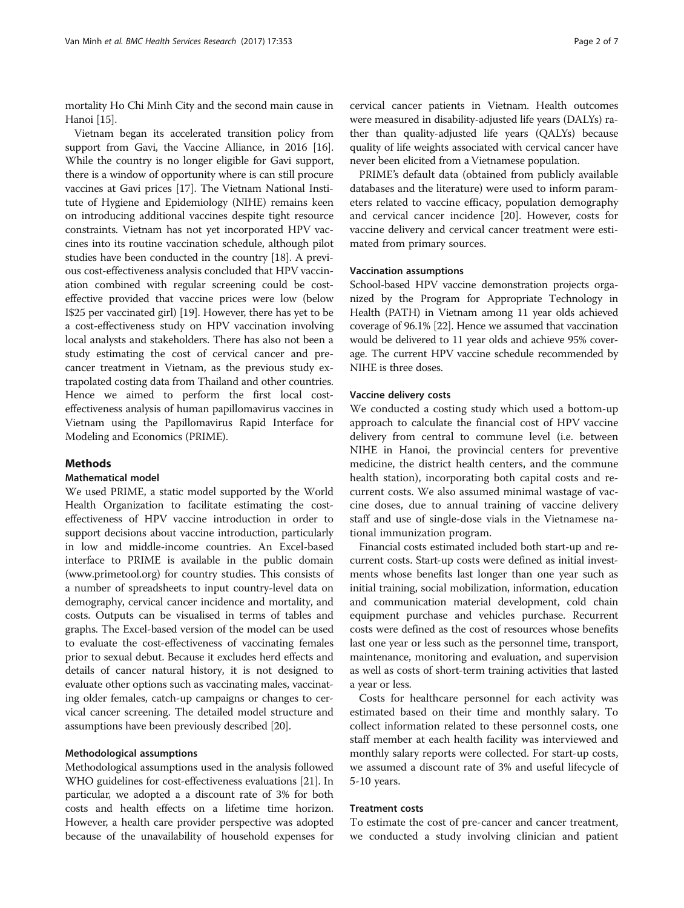mortality Ho Chi Minh City and the second main cause in Hanoi [15].

Vietnam began its accelerated transition policy from support from Gavi, the Vaccine Alliance, in 2016 [16]. While the country is no longer eligible for Gavi support, there is a window of opportunity where is can still procure vaccines at Gavi prices [17]. The Vietnam National Institute of Hygiene and Epidemiology (NIHE) remains keen on introducing additional vaccines despite tight resource constraints. Vietnam has not yet incorporated HPV vaccines into its routine vaccination schedule, although pilot studies have been conducted in the country [18]. A previous cost-effectiveness analysis concluded that HPV vaccination combined with regular screening could be cost-effective provided that vaccine prices were low (below I$25 per vaccinated girl) [19]. However, there has yet to be a cost-effectiveness study on HPV vaccination involving local analysts and stakeholders. There has also not been a study estimating the cost of cervical cancer and pre-cancer treatment in Vietnam, as the previous study extrapolated costing data from Thailand and other countries. Hence we aimed to perform the first local cost-effectiveness analysis of human papillomavirus vaccines in Vietnam using the Papillomavirus Rapid Interface for Modeling and Economics (PRIME).

## Methods

### Mathematical model

We used PRIME, a static model supported by the World Health Organization to facilitate estimating the cost-effectiveness of HPV vaccine introduction in order to support decisions about vaccine introduction, particularly in low and middle-income countries. An Excel-based interface to PRIME is available in the public domain (www.primetool.org) for country studies. This consists of a number of spreadsheets to input country-level data on demography, cervical cancer incidence and mortality, and costs. Outputs can be visualised in terms of tables and graphs. The Excel-based version of the model can be used to evaluate the cost-effectiveness of vaccinating females prior to sexual debut. Because it excludes herd effects and details of cancer natural history, it is not designed to evaluate other options such as vaccinating males, vaccinating older females, catch-up campaigns or changes to cervical cancer screening. The detailed model structure and assumptions have been previously described [20].

### Methodological assumptions

Methodological assumptions used in the analysis followed WHO guidelines for cost-effectiveness evaluations [21]. In particular, we adopted a a discount rate of 3% for both costs and health effects on a lifetime time horizon. However, a health care provider perspective was adopted because of the unavailability of household expenses for cervical cancer patients in Vietnam. Health outcomes were measured in disability-adjusted life years (DALYs) rather than quality-adjusted life years (QALYs) because quality of life weights associated with cervical cancer have never been elicited from a Vietnamese population.

PRIME's default data (obtained from publicly available databases and the literature) were used to inform parameters related to vaccine efficacy, population demography and cervical cancer incidence [20]. However, costs for vaccine delivery and cervical cancer treatment were estimated from primary sources.

### Vaccination assumptions

School-based HPV vaccine demonstration projects organized by the Program for Appropriate Technology in Health (PATH) in Vietnam among 11 year olds achieved coverage of 96.1% [22]. Hence we assumed that vaccination would be delivered to 11 year olds and achieve 95% coverage. The current HPV vaccine schedule recommended by NIHE is three doses.

### Vaccine delivery costs

We conducted a costing study which used a bottom-up approach to calculate the financial cost of HPV vaccine delivery from central to commune level (i.e. between NIHE in Hanoi, the provincial centers for preventive medicine, the district health centers, and the commune health station), incorporating both capital costs and recurrent costs. We also assumed minimal wastage of vaccine doses, due to annual training of vaccine delivery staff and use of single-dose vials in the Vietnamese national immunization program.

Financial costs estimated included both start-up and recurrent costs. Start-up costs were defined as initial investments whose benefits last longer than one year such as initial training, social mobilization, information, education and communication material development, cold chain equipment purchase and vehicles purchase. Recurrent costs were defined as the cost of resources whose benefits last one year or less such as the personnel time, transport, maintenance, monitoring and evaluation, and supervision as well as costs of short-term training activities that lasted a year or less.

Costs for healthcare personnel for each activity was estimated based on their time and monthly salary. To collect information related to these personnel costs, one staff member at each health facility was interviewed and monthly salary reports were collected. For start-up costs, we assumed a discount rate of 3% and useful lifecycle of 5-10 years.

### Treatment costs

To estimate the cost of pre-cancer and cancer treatment, we conducted a study involving clinician and patient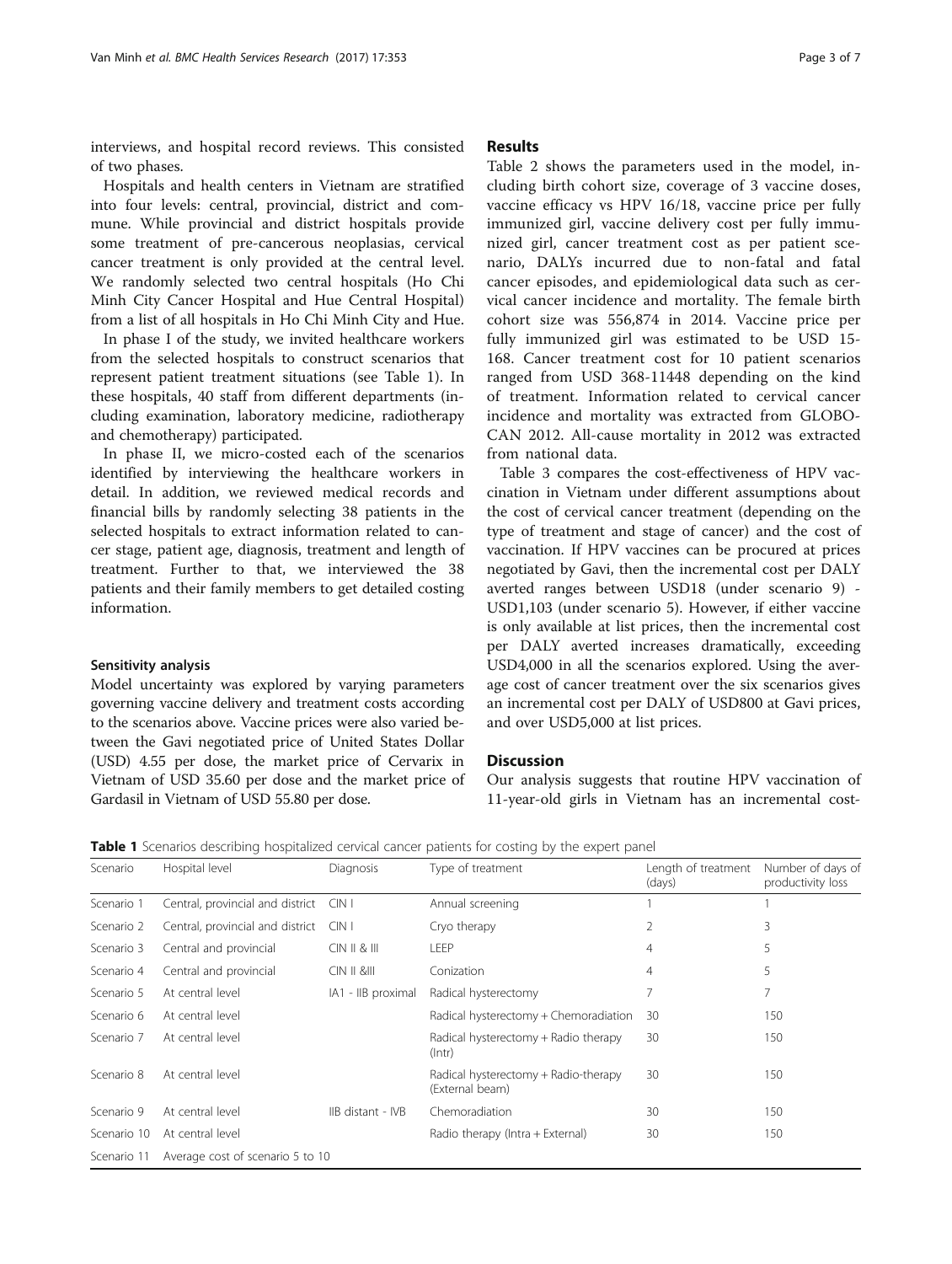interviews, and hospital record reviews. This consisted of two phases.

Hospitals and health centers in Vietnam are stratified into four levels: central, provincial, district and commune. While provincial and district hospitals provide some treatment of pre-cancerous neoplasias, cervical cancer treatment is only provided at the central level. We randomly selected two central hospitals (Ho Chi Minh City Cancer Hospital and Hue Central Hospital) from a list of all hospitals in Ho Chi Minh City and Hue.

In phase I of the study, we invited healthcare workers from the selected hospitals to construct scenarios that represent patient treatment situations (see Table 1). In these hospitals, 40 staff from different departments (including examination, laboratory medicine, radiotherapy and chemotherapy) participated.

In phase II, we micro-costed each of the scenarios identified by interviewing the healthcare workers in detail. In addition, we reviewed medical records and financial bills by randomly selecting 38 patients in the selected hospitals to extract information related to cancer stage, patient age, diagnosis, treatment and length of treatment. Further to that, we interviewed the 38 patients and their family members to get detailed costing information.

### Sensitivity analysis

Model uncertainty was explored by varying parameters governing vaccine delivery and treatment costs according to the scenarios above. Vaccine prices were also varied between the Gavi negotiated price of United States Dollar (USD) 4.55 per dose, the market price of Cervarix in Vietnam of USD 35.60 per dose and the market price of Gardasil in Vietnam of USD 55.80 per dose.

## Results

Table 2 shows the parameters used in the model, including birth cohort size, coverage of 3 vaccine doses, vaccine efficacy vs HPV 16/18, vaccine price per fully immunized girl, vaccine delivery cost per fully immunized girl, cancer treatment cost as per patient scenario, DALYs incurred due to non-fatal and fatal cancer episodes, and epidemiological data such as cervical cancer incidence and mortality. The female birth cohort size was 556,874 in 2014. Vaccine price per fully immunized girl was estimated to be USD 15-168. Cancer treatment cost for 10 patient scenarios ranged from USD 368-11448 depending on the kind of treatment. Information related to cervical cancer incidence and mortality was extracted from GLOBOCAN 2012. All-cause mortality in 2012 was extracted from national data.

Table 3 compares the cost-effectiveness of HPV vaccination in Vietnam under different assumptions about the cost of cervical cancer treatment (depending on the type of treatment and stage of cancer) and the cost of vaccination. If HPV vaccines can be procured at prices negotiated by Gavi, then the incremental cost per DALY averted ranges between USD18 (under scenario 9) - USD1,103 (under scenario 5). However, if either vaccine is only available at list prices, then the incremental cost per DALY averted increases dramatically, exceeding USD4,000 in all the scenarios explored. Using the average cost of cancer treatment over the six scenarios gives an incremental cost per DALY of USD800 at Gavi prices, and over USD5,000 at list prices.

## Discussion

Our analysis suggests that routine HPV vaccination of 11-year-old girls in Vietnam has an incremental cost-

**Table 1** Scenarios describing hospitalized cervical cancer patients for costing by the expert panel

| Scenario | Hospital level | Diagnosis | Type of treatment | Length of treatment (days) | Number of days of productivity loss |
|---|---|---|---|---|---|
| Scenario 1 | Central, provincial and district | CIN I | Annual screening | 1 | 1 |
| Scenario 2 | Central, provincial and district | CIN I | Cryo therapy | 2 | 3 |
| Scenario 3 | Central and provincial | CIN II & III | LEEP | 4 | 5 |
| Scenario 4 | Central and provincial | CIN II &III | Conization | 4 | 5 |
| Scenario 5 | At central level | IA1 - IIB proximal | Radical hysterectomy | 7 | 7 |
| Scenario 6 | At central level | | Radical hysterectomy + Chemoradiation | 30 | 150 |
| Scenario 7 | At central level | | Radical hysterectomy + Radio therapy (Intr) | 30 | 150 |
| Scenario 8 | At central level | | Radical hysterectomy + Radio-therapy (External beam) | 30 | 150 |
| Scenario 9 | At central level | IIB distant - IVB | Chemoradiation | 30 | 150 |
| Scenario 10 | At central level | | Radio therapy (Intra + External) | 30 | 150 |
| Scenario 11 | Average cost of scenario 5 to 10 | | | | |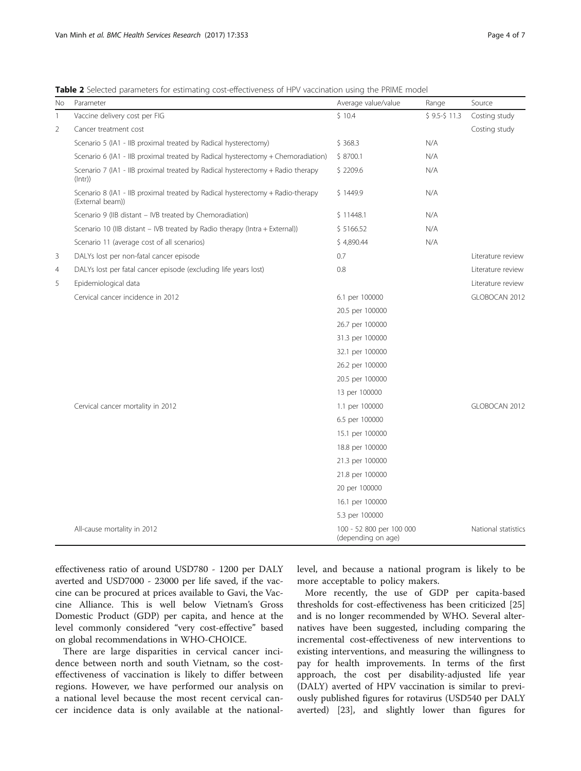**Table 2** Selected parameters for estimating cost-effectiveness of HPV vaccination using the PRIME model

| No | Parameter | Average value/value | Range | Source |
|---|---|---|---|---|
| 1 | Vaccine delivery cost per FIG | $ 10.4 | $ 9.5-$ 11.3 | Costing study |
| 2 | Cancer treatment cost | | | Costing study |
| | Scenario 5 (IA1 - IIB proximal treated by Radical hysterectomy) | $ 368.3 | N/A | |
| | Scenario 6 (IA1 - IIB proximal treated by Radical hysterectomy + Chemoradiation) | $ 8700.1 | N/A | |
| | Scenario 7 (IA1 - IIB proximal treated by Radical hysterectomy + Radio therapy (Intr)) | $ 2209.6 | N/A | |
| | Scenario 8 (IA1 - IIB proximal treated by Radical hysterectomy + Radio-therapy (External beam)) | $ 1449.9 | N/A | |
| | Scenario 9 (IIB distant – IVB treated by Chemoradiation) | $ 11448.1 | N/A | |
| | Scenario 10 (IIB distant – IVB treated by Radio therapy (Intra + External)) | $ 5166.52 | N/A | |
| | Scenario 11 (average cost of all scenarios) | $ 4,890.44 | N/A | |
| 3 | DALYs lost per non-fatal cancer episode | 0.7 | | Literature review |
| 4 | DALYs lost per fatal cancer episode (excluding life years lost) | 0.8 | | Literature review |
| 5 | Epidemiological data | | | Literature review |
| | Cervical cancer incidence in 2012 | 6.1 per 100000 | | GLOBOCAN 2012 |
| | | 20.5 per 100000 | | |
| | | 26.7 per 100000 | | |
| | | 31.3 per 100000 | | |
| | | 32.1 per 100000 | | |
| | | 26.2 per 100000 | | |
| | | 20.5 per 100000 | | |
| | | 13 per 100000 | | |
| | Cervical cancer mortality in 2012 | 1.1 per 100000 | | GLOBOCAN 2012 |
| | | 6.5 per 100000 | | |
| | | 15.1 per 100000 | | |
| | | 18.8 per 100000 | | |
| | | 21.3 per 100000 | | |
| | | 21.8 per 100000 | | |
| | | 20 per 100000 | | |
| | | 16.1 per 100000 | | |
| | | 5.3 per 100000 | | |
| | All-cause mortality in 2012 | 100 - 52 800 per 100 000 (depending on age) | | National statistics |

effectiveness ratio of around USD780 - 1200 per DALY averted and USD7000 - 23000 per life saved, if the vaccine can be procured at prices available to Gavi, the Vaccine Alliance. This is well below Vietnam's Gross Domestic Product (GDP) per capita, and hence at the level commonly considered "very cost-effective" based on global recommendations in WHO-CHOICE.

There are large disparities in cervical cancer incidence between north and south Vietnam, so the cost-effectiveness of vaccination is likely to differ between regions. However, we have performed our analysis on a national level because the most recent cervical cancer incidence data is only available at the national-level, and because a national program is likely to be more acceptable to policy makers.

More recently, the use of GDP per capita-based thresholds for cost-effectiveness has been criticized [25] and is no longer recommended by WHO. Several alternatives have been suggested, including comparing the incremental cost-effectiveness of new interventions to existing interventions, and measuring the willingness to pay for health improvements. In terms of the first approach, the cost per disability-adjusted life year (DALY) averted of HPV vaccination is similar to previously published figures for rotavirus (USD540 per DALY averted) [23], and slightly lower than figures for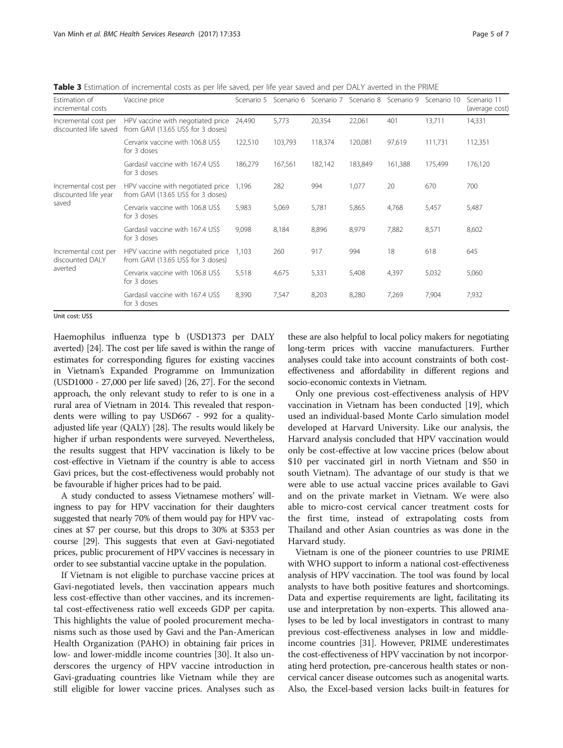**Table 3** Estimation of incremental costs as per life saved, per life year saved and per DALY averted in the PRIME

| Estimation of incremental costs | Vaccine price | Scenario 5 | Scenario 6 | Scenario 7 | Scenario 8 | Scenario 9 | Scenario 10 | Scenario 11 (average cost) |
|---|---|---|---|---|---|---|---|---|
| Incremental cost per discounted life saved | HPV vaccine with negotiated price from GAVI (13.65 US$ for 3 doses) | 24,490 | 5,773 | 20,354 | 22,061 | 401 | 13,711 | 14,331 |
| | Cervarix vaccine with 106.8 US$ for 3 doses | 122,510 | 103,793 | 118,374 | 120,081 | 97,619 | 111,731 | 112,351 |
| | Gardasil vaccine with 167.4 US$ for 3 doses | 186,279 | 167,561 | 182,142 | 183,849 | 161,388 | 175,499 | 176,120 |
| Incremental cost per discounted life year saved | HPV vaccine with negotiated price from GAVI (13.65 US$ for 3 doses) | 1,196 | 282 | 994 | 1,077 | 20 | 670 | 700 |
| | Cervarix vaccine with 106.8 US$ for 3 doses | 5,983 | 5,069 | 5,781 | 5,865 | 4,768 | 5,457 | 5,487 |
| | Gardasil vaccine with 167.4 US$ for 3 doses | 9,098 | 8,184 | 8,896 | 8,979 | 7,882 | 8,571 | 8,602 |
| Incremental cost per discounted DALY averted | HPV vaccine with negotiated price from GAVI (13.65 US$ for 3 doses) | 1,103 | 260 | 917 | 994 | 18 | 618 | 645 |
| | Cervarix vaccine with 106.8 US$ for 3 doses | 5,518 | 4,675 | 5,331 | 5,408 | 4,397 | 5,032 | 5,060 |
| | Gardasil vaccine with 167.4 US$ for 3 doses | 8,390 | 7,547 | 8,203 | 8,280 | 7,269 | 7,904 | 7,932 |

Unit cost: US$

Haemophilus influenza type b (USD1373 per DALY averted) [24]. The cost per life saved is within the range of estimates for corresponding figures for existing vaccines in Vietnam's Expanded Programme on Immunization (USD1000 - 27,000 per life saved) [26, 27]. For the second approach, the only relevant study to refer to is one in a rural area of Vietnam in 2014. This revealed that respondents were willing to pay USD667 - 992 for a quality-adjusted life year (QALY) [28]. The results would likely be higher if urban respondents were surveyed. Nevertheless, the results suggest that HPV vaccination is likely to be cost-effective in Vietnam if the country is able to access Gavi prices, but the cost-effectiveness would probably not be favourable if higher prices had to be paid.

A study conducted to assess Vietnamese mothers' willingness to pay for HPV vaccination for their daughters suggested that nearly 70% of them would pay for HPV vaccines at $7 per course, but this drops to 30% at $353 per course [29]. This suggests that even at Gavi-negotiated prices, public procurement of HPV vaccines is necessary in order to see substantial vaccine uptake in the population.

If Vietnam is not eligible to purchase vaccine prices at Gavi-negotiated levels, then vaccination appears much less cost-effective than other vaccines, and its incremental cost-effectiveness ratio well exceeds GDP per capita. This highlights the value of pooled procurement mechanisms such as those used by Gavi and the Pan-American Health Organization (PAHO) in obtaining fair prices in low- and lower-middle income countries [30]. It also underscores the urgency of HPV vaccine introduction in Gavi-graduating countries like Vietnam while they are still eligible for lower vaccine prices. Analyses such as these are also helpful to local policy makers for negotiating long-term prices with vaccine manufacturers. Further analyses could take into account constraints of both cost-effectiveness and affordability in different regions and socio-economic contexts in Vietnam.

Only one previous cost-effectiveness analysis of HPV vaccination in Vietnam has been conducted [19], which used an individual-based Monte Carlo simulation model developed at Harvard University. Like our analysis, the Harvard analysis concluded that HPV vaccination would only be cost-effective at low vaccine prices (below about $10 per vaccinated girl in north Vietnam and $50 in south Vietnam). The advantage of our study is that we were able to use actual vaccine prices available to Gavi and on the private market in Vietnam. We were also able to micro-cost cervical cancer treatment costs for the first time, instead of extrapolating costs from Thailand and other Asian countries as was done in the Harvard study.

Vietnam is one of the pioneer countries to use PRIME with WHO support to inform a national cost-effectiveness analysis of HPV vaccination. The tool was found by local analysts to have both positive features and shortcomings. Data and expertise requirements are light, facilitating its use and interpretation by non-experts. This allowed analyses to be led by local investigators in contrast to many previous cost-effectiveness analyses in low and middle-income countries [31]. However, PRIME underestimates the cost-effectiveness of HPV vaccination by not incorporating herd protection, pre-cancerous health states or non-cervical cancer disease outcomes such as anogenital warts. Also, the Excel-based version lacks built-in features for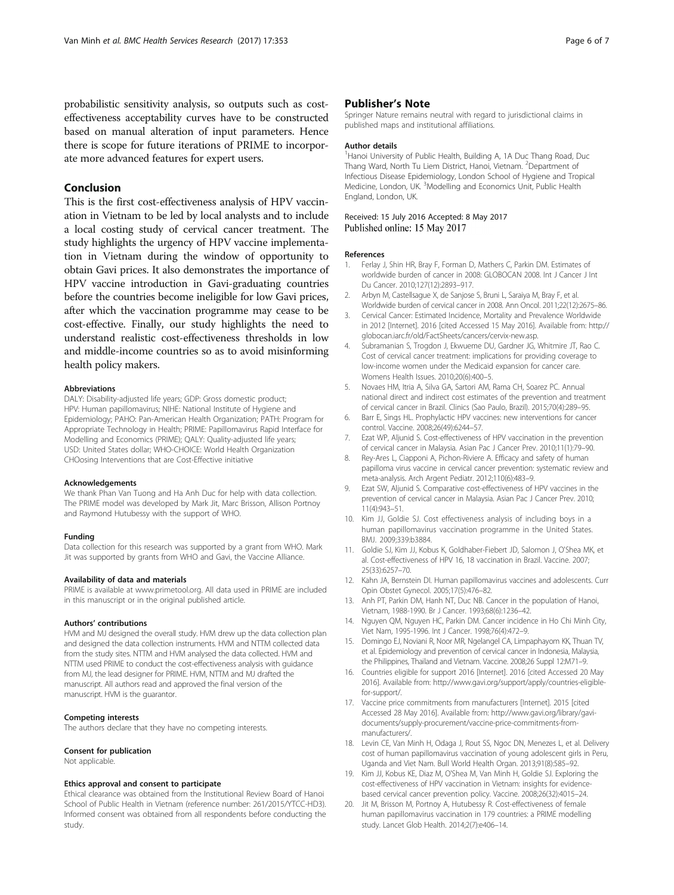probabilistic sensitivity analysis, so outputs such as cost-effectiveness acceptability curves have to be constructed based on manual alteration of input parameters. Hence there is scope for future iterations of PRIME to incorporate more advanced features for expert users.

## Conclusion

This is the first cost-effectiveness analysis of HPV vaccination in Vietnam to be led by local analysts and to include a local costing study of cervical cancer treatment. The study highlights the urgency of HPV vaccine implementation in Vietnam during the window of opportunity to obtain Gavi prices. It also demonstrates the importance of HPV vaccine introduction in Gavi-graduating countries before the countries become ineligible for low Gavi prices, after which the vaccination programme may cease to be cost-effective. Finally, our study highlights the need to understand realistic cost-effectiveness thresholds in low and middle-income countries so as to avoid misinforming health policy makers.

#### Abbreviations

DALY: Disability-adjusted life years; GDP: Gross domestic product; HPV: Human papillomavirus; NIHE: National Institute of Hygiene and Epidemiology; PAHO: Pan-American Health Organization; PATH: Program for Appropriate Technology in Health; PRIME: Papillomavirus Rapid Interface for Modelling and Economics (PRIME); QALY: Quality-adjusted life years; USD: United States dollar; WHO-CHOICE: World Health Organization CHOosing Interventions that are Cost-Effective initiative

#### Acknowledgements

We thank Phan Van Tuong and Ha Anh Duc for help with data collection. The PRIME model was developed by Mark Jit, Marc Brisson, Allison Portnoy and Raymond Hutubessy with the support of WHO.

#### Funding

Data collection for this research was supported by a grant from WHO. Mark Jit was supported by grants from WHO and Gavi, the Vaccine Alliance.

#### Availability of data and materials

PRIME is available at www.primetool.org. All data used in PRIME are included in this manuscript or in the original published article.

#### Authors' contributions

HVM and MJ designed the overall study. HVM drew up the data collection plan and designed the data collection instruments. HVM and NTTM collected data from the study sites. NTTM and HVM analysed the data collected. HVM and NTTM used PRIME to conduct the cost-effectiveness analysis with guidance from MJ, the lead designer for PRIME. HVM, NTTM and MJ drafted the manuscript. All authors read and approved the final version of the manuscript. HVM is the guarantor.

#### Competing interests

The authors declare that they have no competing interests.

#### Consent for publication

Not applicable.

#### Ethics approval and consent to participate

Ethical clearance was obtained from the Institutional Review Board of Hanoi School of Public Health in Vietnam (reference number: 261/2015/YTCC-HD3). Informed consent was obtained from all respondents before conducting the study.

## Publisher's Note

Springer Nature remains neutral with regard to jurisdictional claims in published maps and institutional affiliations.

#### Author details

[1]Hanoi University of Public Health, Building A, 1A Duc Thang Road, Duc Thang Ward, North Tu Liem District, Hanoi, Vietnam. [2]Department of Infectious Disease Epidemiology, London School of Hygiene and Tropical Medicine, London, UK. [3]Modelling and Economics Unit, Public Health England, London, UK.

Received: 15 July 2016 Accepted: 8 May 2017
Published online: 15 May 2017

#### References

1. Ferlay J, Shin HR, Bray F, Forman D, Mathers C, Parkin DM. Estimates of worldwide burden of cancer in 2008: GLOBOCAN 2008. Int J Cancer J Int Du Cancer. 2010;127(12):2893–917.
2. Arbyn M, Castellsague X, de Sanjose S, Bruni L, Saraiya M, Bray F, et al. Worldwide burden of cervical cancer in 2008. Ann Oncol. 2011;22(12):2675–86.
3. Cervical Cancer: Estimated Incidence, Mortality and Prevalence Worldwide in 2012 [Internet]. 2016 [cited Accessed 15 May 2016]. Available from: http://globocan.iarc.fr/old/FactSheets/cancers/cervix-new.asp.
4. Subramanian S, Trogdon J, Ekwueme DU, Gardner JG, Whitmire JT, Rao C. Cost of cervical cancer treatment: implications for providing coverage to low-income women under the Medicaid expansion for cancer care. Womens Health Issues. 2010;20(6):400–5.
5. Novaes HM, Itria A, Silva GA, Sartori AM, Rama CH, Soarez PC. Annual national direct and indirect cost estimates of the prevention and treatment of cervical cancer in Brazil. Clinics (Sao Paulo, Brazil). 2015;70(4):289–95.
6. Barr E, Sings HL. Prophylactic HPV vaccines: new interventions for cancer control. Vaccine. 2008;26(49):6244–57.
7. Ezat WP, Aljunid S. Cost-effectiveness of HPV vaccination in the prevention of cervical cancer in Malaysia. Asian Pac J Cancer Prev. 2010;11(1):79–90.
8. Rey-Ares L, Ciapponi A, Pichon-Riviere A. Efficacy and safety of human papilloma virus vaccine in cervical cancer prevention: systematic review and meta-analysis. Arch Argent Pediatr. 2012;110(6):483–9.
9. Ezat SW, Aljunid S. Comparative cost-effectiveness of HPV vaccines in the prevention of cervical cancer in Malaysia. Asian Pac J Cancer Prev. 2010; 11(4):943–51.
10. Kim JJ, Goldie SJ. Cost effectiveness analysis of including boys in a human papillomavirus vaccination programme in the United States. BMJ. 2009;339:b3884.
11. Goldie SJ, Kim JJ, Kobus K, Goldhaber-Fiebert JD, Salomon J, O'Shea MK, et al. Cost-effectiveness of HPV 16, 18 vaccination in Brazil. Vaccine. 2007; 25(33):6257–70.
12. Kahn JA, Bernstein DI. Human papillomavirus vaccines and adolescents. Curr Opin Obstet Gynecol. 2005;17(5):476–82.
13. Anh PT, Parkin DM, Hanh NT, Duc NB. Cancer in the population of Hanoi, Vietnam, 1988-1990. Br J Cancer. 1993;68(6):1236–42.
14. Nguyen QM, Nguyen HC, Parkin DM. Cancer incidence in Ho Chi Minh City, Viet Nam, 1995-1996. Int J Cancer. 1998;76(4):472–9.
15. Domingo EJ, Noviani R, Noor MR, Ngelangel CA, Limpaphayom KK, Thuan TV, et al. Epidemiology and prevention of cervical cancer in Indonesia, Malaysia, the Philippines, Thailand and Vietnam. Vaccine. 2008;26 Suppl 12:M71–9.
16. Countries eligible for support 2016 [Internet]. 2016 [cited Accessed 20 May 2016]. Available from: http://www.gavi.org/support/apply/countries-eligible-for-support/.
17. Vaccine price commitments from manufacturers [Internet]. 2015 [cited Accessed 28 May 2016]. Available from: http://www.gavi.org/library/gavi-documents/supply-procurement/vaccine-price-commitments-from-manufacturers/.
18. Levin CE, Van Minh H, Odaga J, Rout SS, Ngoc DN, Menezes L, et al. Delivery cost of human papillomavirus vaccination of young adolescent girls in Peru, Uganda and Viet Nam. Bull World Health Organ. 2013;91(8):585–92.
19. Kim JJ, Kobus KE, Diaz M, O'Shea M, Van Minh H, Goldie SJ. Exploring the cost-effectiveness of HPV vaccination in Vietnam: insights for evidence-based cervical cancer prevention policy. Vaccine. 2008;26(32):4015–24.
20. Jit M, Brisson M, Portnoy A, Hutubessy R. Cost-effectiveness of female human papillomavirus vaccination in 179 countries: a PRIME modelling study. Lancet Glob Health. 2014;2(7):e406–14.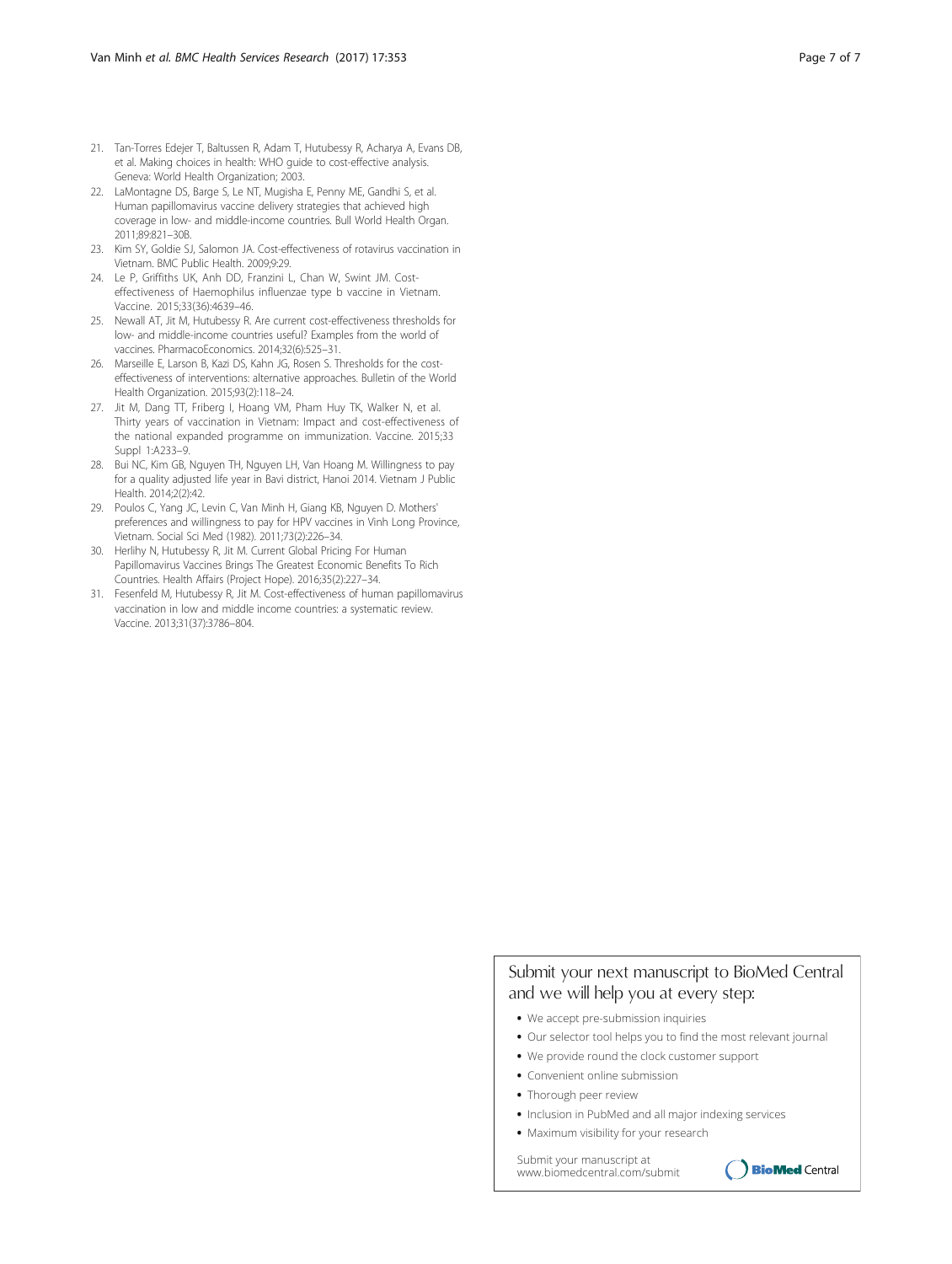21. Tan-Torres Edejer T, Baltussen R, Adam T, Hutubessy R, Acharya A, Evans DB, et al. Making choices in health: WHO guide to cost-effective analysis. Geneva: World Health Organization; 2003.
22. LaMontagne DS, Barge S, Le NT, Mugisha E, Penny ME, Gandhi S, et al. Human papillomavirus vaccine delivery strategies that achieved high coverage in low- and middle-income countries. Bull World Health Organ. 2011;89:821–30B.
23. Kim SY, Goldie SJ, Salomon JA. Cost-effectiveness of rotavirus vaccination in Vietnam. BMC Public Health. 2009;9:29.
24. Le P, Griffiths UK, Anh DD, Franzini L, Chan W, Swint JM. Cost-effectiveness of Haemophilus influenzae type b vaccine in Vietnam. Vaccine. 2015;33(36):4639–46.
25. Newall AT, Jit M, Hutubessy R. Are current cost-effectiveness thresholds for low- and middle-income countries useful? Examples from the world of vaccines. PharmacoEconomics. 2014;32(6):525–31.
26. Marseille E, Larson B, Kazi DS, Kahn JG, Rosen S. Thresholds for the cost-effectiveness of interventions: alternative approaches. Bulletin of the World Health Organization. 2015;93(2):118–24.
27. Jit M, Dang TT, Friberg I, Hoang VM, Pham Huy TK, Walker N, et al. Thirty years of vaccination in Vietnam: Impact and cost-effectiveness of the national expanded programme on immunization. Vaccine. 2015;33 Suppl 1:A233–9.
28. Bui NC, Kim GB, Nguyen TH, Nguyen LH, Van Hoang M. Willingness to pay for a quality adjusted life year in Bavi district, Hanoi 2014. Vietnam J Public Health. 2014;2(2):42.
29. Poulos C, Yang JC, Levin C, Van Minh H, Giang KB, Nguyen D. Mothers' preferences and willingness to pay for HPV vaccines in Vinh Long Province, Vietnam. Social Sci Med (1982). 2011;73(2):226–34.
30. Herlihy N, Hutubessy R, Jit M. Current Global Pricing For Human Papillomavirus Vaccines Brings The Greatest Economic Benefits To Rich Countries. Health Affairs (Project Hope). 2016;35(2):227–34.
31. Fesenfeld M, Hutubessy R, Jit M. Cost-effectiveness of human papillomavirus vaccination in low and middle income countries: a systematic review. Vaccine. 2013;31(37):3786–804.

Submit your next manuscript to BioMed Central and we will help you at every step:

- We accept pre-submission inquiries
- Our selector tool helps you to find the most relevant journal
- We provide round the clock customer support
- Convenient online submission
- Thorough peer review
- Inclusion in PubMed and all major indexing services
- Maximum visibility for your research

Submit your manuscript at www.biomedcentral.com/submit

BioMed Central